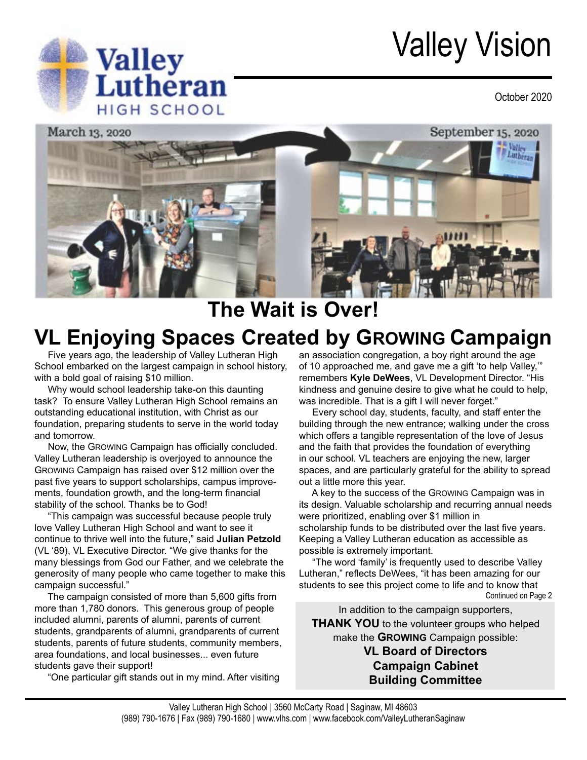# Valley Vision

October 2020

March 13, 2020 | September 15, 2020

## The Wait is Over!

## VL Enjoying Spaces Created by GROWING Campaign

Five years ago, the leadership of Valley Lutheran High School embarked on the largest campaign in school history, with a bold goal of raising $10 million.

Why would school leadership take-on this daunting task? To ensure Valley Lutheran High School remains an outstanding educational institution, with Christ as our foundation, preparing students to serve in the world today and tomorrow.

Now, the GROWING Campaign has officially concluded. Valley Lutheran leadership is overjoyed to announce the GROWING Campaign has raised over $12 million over the past five years to support scholarships, campus improvements, foundation growth, and the long-term financial stability of the school. Thanks be to God!

"This campaign was successful because people truly love Valley Lutheran High School and want to see it continue to thrive well into the future," said **Julian Petzold** (VL '89), VL Executive Director. "We give thanks for the many blessings from God our Father, and we celebrate the generosity of many people who came together to make this campaign successful."

The campaign consisted of more than 5,600 gifts from more than 1,780 donors. This generous group of people included alumni, parents of alumni, parents of current students, grandparents of alumni, grandparents of current students, parents of future students, community members, area foundations, and local businesses... even future students gave their support!

"One particular gift stands out in my mind. After visiting an association congregation, a boy right around the age of 10 approached me, and gave me a gift 'to help Valley,'" remembers **Kyle DeWees**, VL Development Director. "His kindness and genuine desire to give what he could to help, was incredible. That is a gift I will never forget."

Every school day, students, faculty, and staff enter the building through the new entrance; walking under the cross which offers a tangible representation of the love of Jesus and the faith that provides the foundation of everything in our school. VL teachers are enjoying the new, larger spaces, and are particularly grateful for the ability to spread out a little more this year.

A key to the success of the GROWING Campaign was in its design. Valuable scholarship and recurring annual needs were prioritized, enabling over $1 million in scholarship funds to be distributed over the last five years. Keeping a Valley Lutheran education as accessible as possible is extremely important.

"The word 'family' is frequently used to describe Valley Lutheran," reflects DeWees, "it has been amazing for our students to see this project come to life and to know that

Continued on Page 2

In addition to the campaign supporters, **THANK YOU** to the volunteer groups who helped make the **GROWING** Campaign possible:

**VL Board of Directors**
**Campaign Cabinet**
**Building Committee**

Valley Lutheran High School | 3560 McCarty Road | Saginaw, MI 48603
(989) 790-1676 | Fax (989) 790-1680 | www.vlhs.com | www.facebook.com/ValleyLutheranSaginaw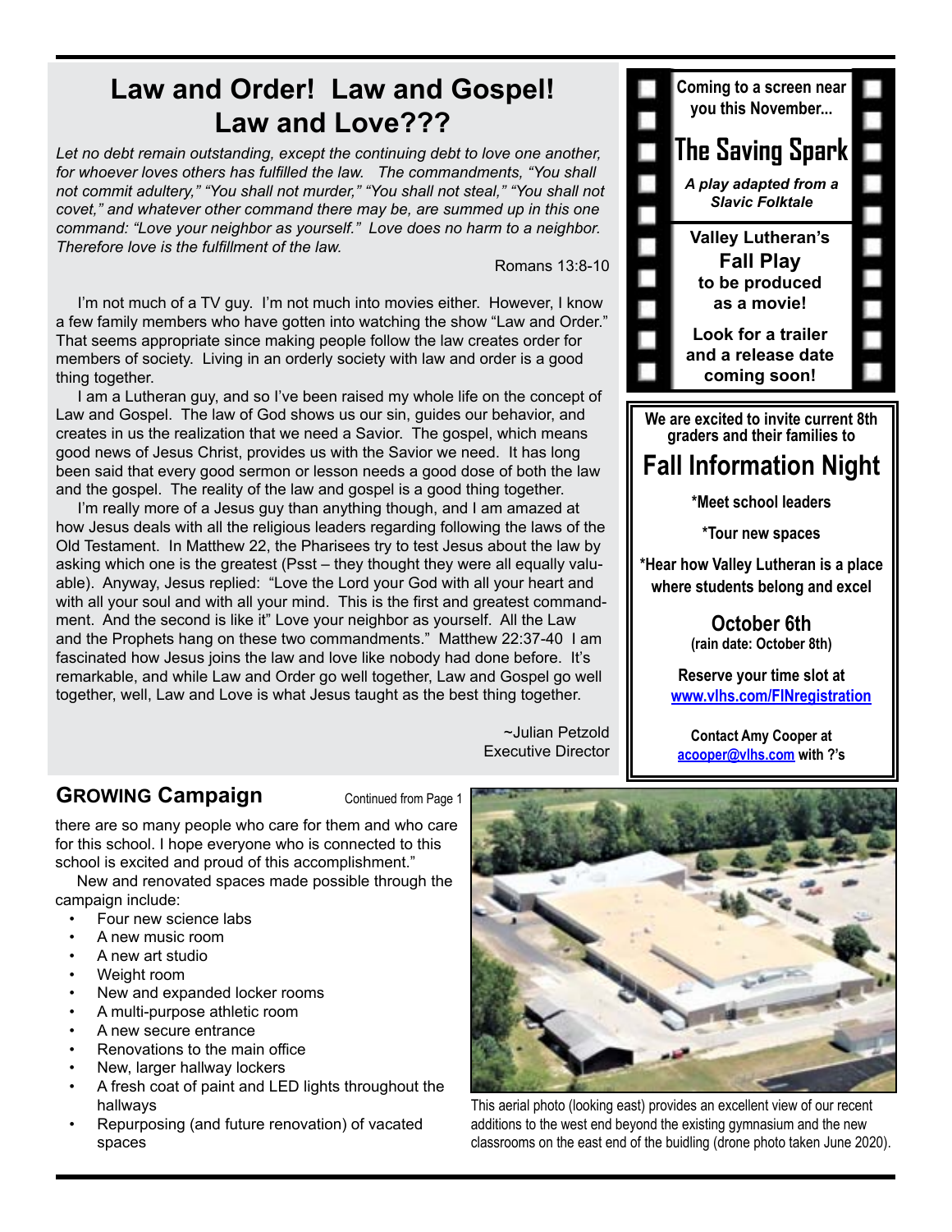# Law and Order! Law and Gospel! Law and Love???

*Let no debt remain outstanding, except the continuing debt to love one another, for whoever loves others has fulfilled the law. The commandments, "You shall not commit adultery," "You shall not murder," "You shall not steal," "You shall not covet," and whatever other command there may be, are summed up in this one command: "Love your neighbor as yourself." Love does no harm to a neighbor. Therefore love is the fulfillment of the law.*

Romans 13:8-10

I'm not much of a TV guy. I'm not much into movies either. However, I know a few family members who have gotten into watching the show "Law and Order." That seems appropriate since making people follow the law creates order for members of society. Living in an orderly society with law and order is a good thing together.

I am a Lutheran guy, and so I've been raised my whole life on the concept of Law and Gospel. The law of God shows us our sin, guides our behavior, and creates in us the realization that we need a Savior. The gospel, which means good news of Jesus Christ, provides us with the Savior we need. It has long been said that every good sermon or lesson needs a good dose of both the law and the gospel. The reality of the law and gospel is a good thing together.

I'm really more of a Jesus guy than anything though, and I am amazed at how Jesus deals with all the religious leaders regarding following the laws of the Old Testament. In Matthew 22, the Pharisees try to test Jesus about the law by asking which one is the greatest (Psst – they thought they were all equally valuable). Anyway, Jesus replied: "Love the Lord your God with all your heart and with all your soul and with all your mind. This is the first and greatest commandment. And the second is like it" Love your neighbor as yourself. All the Law and the Prophets hang on these two commandments." Matthew 22:37-40 I am fascinated how Jesus joins the law and love like nobody had done before. It's remarkable, and while Law and Order go well together, Law and Gospel go well together, well, Law and Love is what Jesus taught as the best thing together.

~Julian Petzold
Executive Director

Coming to a screen near you this November...

**The Saving Spark**

*A play adapted from a Slavic Folktale*

**Valley Lutheran's Fall Play to be produced as a movie!**

**Look for a trailer and a release date coming soon!**

**We are excited to invite current 8th graders and their families to**

## Fall Information Night

**\*Meet school leaders**

**\*Tour new spaces**

**\*Hear how Valley Lutheran is a place where students belong and excel**

**October 6th**
**(rain date: October 8th)**

**Reserve your time slot at**
**www.vlhs.com/FINregistration**

**Contact Amy Cooper at acooper@vlhs.com with ?'s**

## GROWING Campaign

Continued from Page 1

there are so many people who care for them and who care for this school. I hope everyone who is connected to this school is excited and proud of this accomplishment."

New and renovated spaces made possible through the campaign include:

- Four new science labs
- A new music room
- A new art studio
- Weight room
- New and expanded locker rooms
- A multi-purpose athletic room
- A new secure entrance
- Renovations to the main office
- New, larger hallway lockers
- A fresh coat of paint and LED lights throughout the hallways
- Repurposing (and future renovation) of vacated spaces

This aerial photo (looking east) provides an excellent view of our recent additions to the west end beyond the existing gymnasium and the new classrooms on the east end of the buidling (drone photo taken June 2020).